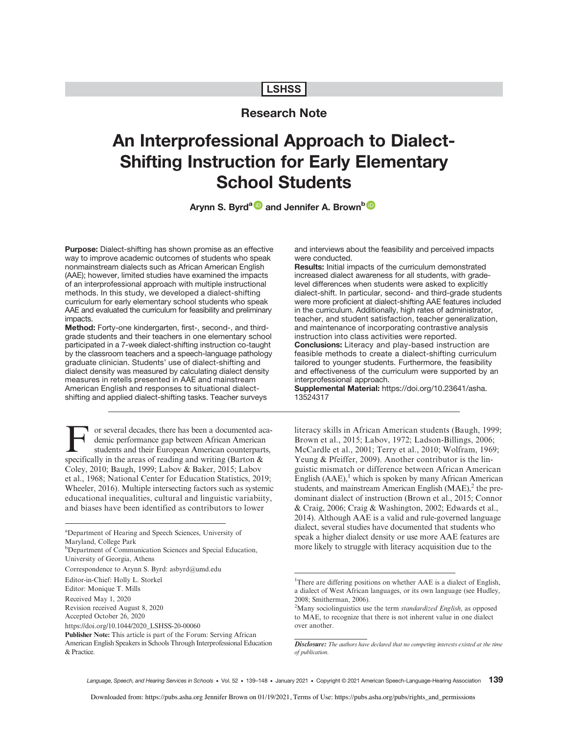**LSHSS**

**Research Note**

# An Interprofessional Approach to Dialect-Shifting Instruction for Early Elementary School Students

**Arynn S. Byrd[a] and Jennifer A. Brown[b]**

**Purpose:** Dialect-shifting has shown promise as an effective way to improve academic outcomes of students who speak nonmainstream dialects such as African American English (AAE); however, limited studies have examined the impacts of an interprofessional approach with multiple instructional methods. In this study, we developed a dialect-shifting curriculum for early elementary school students who speak AAE and evaluated the curriculum for feasibility and preliminary impacts.

**Method:** Forty-one kindergarten, first-, second-, and third-grade students and their teachers in one elementary school participated in a 7-week dialect-shifting instruction co-taught by the classroom teachers and a speech-language pathology graduate clinician. Students' use of dialect-shifting and dialect density was measured by calculating dialect density measures in retells presented in AAE and mainstream American English and responses to situational dialect-shifting and applied dialect-shifting tasks. Teacher surveys and interviews about the feasibility and perceived impacts were conducted.

**Results:** Initial impacts of the curriculum demonstrated increased dialect awareness for all students, with grade-level differences when students were asked to explicitly dialect-shift. In particular, second- and third-grade students were more proficient at dialect-shifting AAE features included in the curriculum. Additionally, high rates of administrator, teacher, and student satisfaction, teacher generalization, and maintenance of incorporating contrastive analysis instruction into class activities were reported.

**Conclusions:** Literacy and play-based instruction are feasible methods to create a dialect-shifting curriculum tailored to younger students. Furthermore, the feasibility and effectiveness of the curriculum were supported by an interprofessional approach.

**Supplemental Material:** https://doi.org/10.23641/asha.13524317

For several decades, there has been a documented academic performance gap between African American students and their European American counterparts, specifically in the areas of reading and writing (Barton & Coley, 2010; Baugh, 1999; Labov & Baker, 2015; Labov et al., 1968; National Center for Education Statistics, 2019; Wheeler, 2016). Multiple intersecting factors such as systemic educational inequalities, cultural and linguistic variabiity, and biases have been identified as contributors to lower literacy skills in African American students (Baugh, 1999; Brown et al., 2015; Labov, 1972; Ladson-Billings, 2006; McCardle et al., 2001; Terry et al., 2010; Wolfram, 1969; Yeung & Pfeiffer, 2009). Another contributor is the linguistic mismatch or difference between African American English (AAE),[1] which is spoken by many African American students, and mainstream American English (MAE),[2] the predominant dialect of instruction (Brown et al., 2015; Connor & Craig, 2006; Craig & Washington, 2002; Edwards et al., 2014). Although AAE is a valid and rule-governed language dialect, several studies have documented that students who speak a higher dialect density or use more AAE features are more likely to struggle with literacy acquisition due to the

[a]Department of Hearing and Speech Sciences, University of Maryland, College Park
[b]Department of Communication Sciences and Special Education, University of Georgia, Athens

Correspondence to Arynn S. Byrd: asbyrd@umd.edu

Editor-in-Chief: Holly L. Storkel
Editor: Monique T. Mills

Received May 1, 2020
Revision received August 8, 2020
Accepted October 26, 2020
https://doi.org/10.1044/2020_LSHSS-20-00060

**Publisher Note:** This article is part of the Forum: Serving African American English Speakers in Schools Through Interprofessional Education & Practice.

[1]There are differing positions on whether AAE is a dialect of English, a dialect of West African languages, or its own language (see Hudley, 2008; Smitherman, 2006).

[2]Many sociolinguistics use the term *standardized English*, as opposed to MAE, to recognize that there is not inherent value in one dialect over another.

***Disclosure:*** *The authors have declared that no competing interests existed at the time of publication.*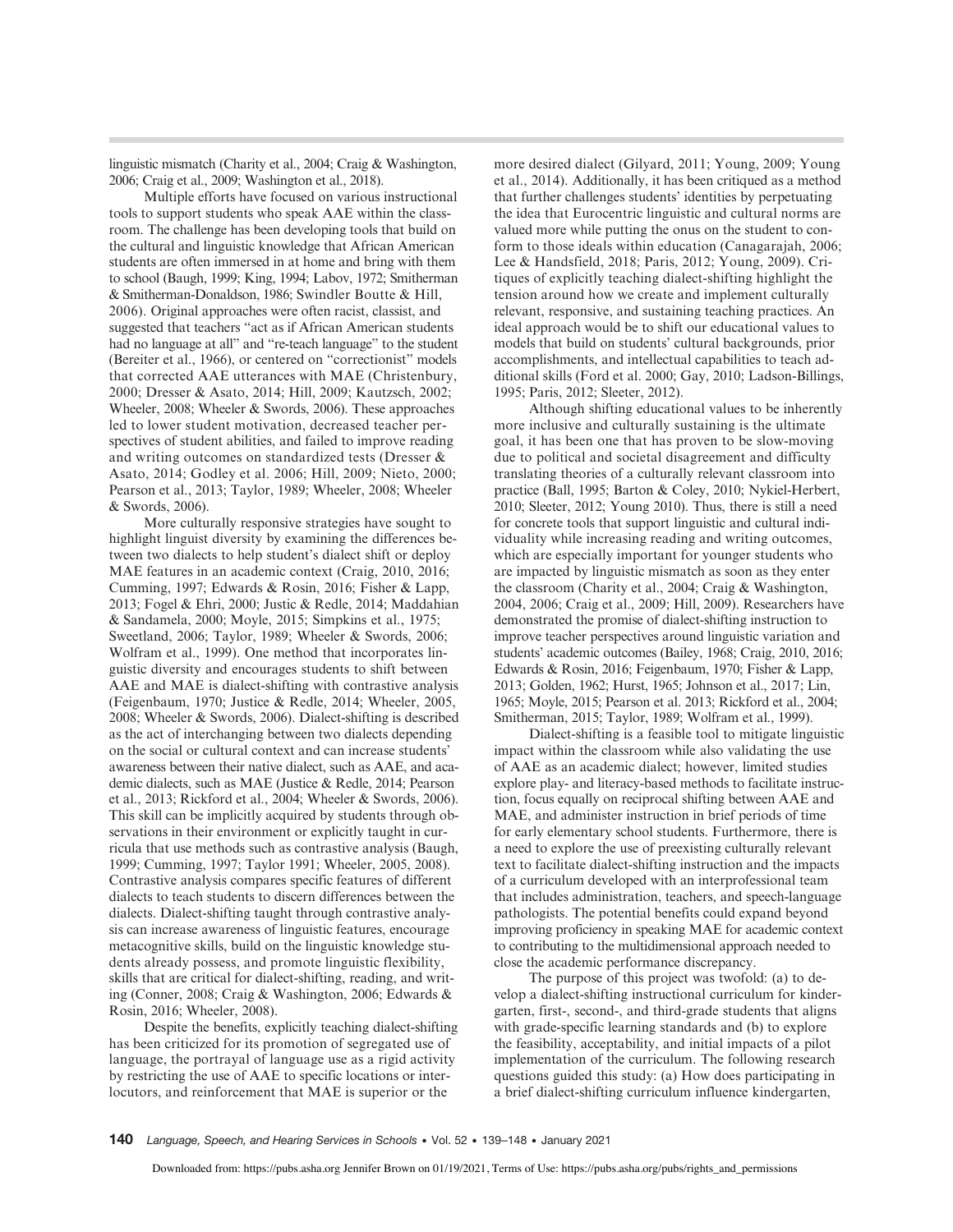linguistic mismatch (Charity et al., 2004; Craig & Washington, 2006; Craig et al., 2009; Washington et al., 2018).

Multiple efforts have focused on various instructional tools to support students who speak AAE within the classroom. The challenge has been developing tools that build on the cultural and linguistic knowledge that African American students are often immersed in at home and bring with them to school (Baugh, 1999; King, 1994; Labov, 1972; Smitherman & Smitherman-Donaldson, 1986; Swindler Boutte & Hill, 2006). Original approaches were often racist, classist, and suggested that teachers "act as if African American students had no language at all" and "re-teach language" to the student (Bereiter et al., 1966), or centered on "correctionist" models that corrected AAE utterances with MAE (Christenbury, 2000; Dresser & Asato, 2014; Hill, 2009; Kautzsch, 2002; Wheeler, 2008; Wheeler & Swords, 2006). These approaches led to lower student motivation, decreased teacher perspectives of student abilities, and failed to improve reading and writing outcomes on standardized tests (Dresser & Asato, 2014; Godley et al. 2006; Hill, 2009; Nieto, 2000; Pearson et al., 2013; Taylor, 1989; Wheeler, 2008; Wheeler & Swords, 2006).

More culturally responsive strategies have sought to highlight linguist diversity by examining the differences between two dialects to help student's dialect shift or deploy MAE features in an academic context (Craig, 2010, 2016; Cumming, 1997; Edwards & Rosin, 2016; Fisher & Lapp, 2013; Fogel & Ehri, 2000; Justic & Redle, 2014; Maddahian & Sandamela, 2000; Moyle, 2015; Simpkins et al., 1975; Sweetland, 2006; Taylor, 1989; Wheeler & Swords, 2006; Wolfram et al., 1999). One method that incorporates linguistic diversity and encourages students to shift between AAE and MAE is dialect-shifting with contrastive analysis (Feigenbaum, 1970; Justice & Redle, 2014; Wheeler, 2005, 2008; Wheeler & Swords, 2006). Dialect-shifting is described as the act of interchanging between two dialects depending on the social or cultural context and can increase students' awareness between their native dialect, such as AAE, and academic dialects, such as MAE (Justice & Redle, 2014; Pearson et al., 2013; Rickford et al., 2004; Wheeler & Swords, 2006). This skill can be implicitly acquired by students through observations in their environment or explicitly taught in curricula that use methods such as contrastive analysis (Baugh, 1999; Cumming, 1997; Taylor 1991; Wheeler, 2005, 2008). Contrastive analysis compares specific features of different dialects to teach students to discern differences between the dialects. Dialect-shifting taught through contrastive analysis can increase awareness of linguistic features, encourage metacognitive skills, build on the linguistic knowledge students already possess, and promote linguistic flexibility, skills that are critical for dialect-shifting, reading, and writing (Conner, 2008; Craig & Washington, 2006; Edwards & Rosin, 2016; Wheeler, 2008).

Despite the benefits, explicitly teaching dialect-shifting has been criticized for its promotion of segregated use of language, the portrayal of language use as a rigid activity by restricting the use of AAE to specific locations or interlocutors, and reinforcement that MAE is superior or the more desired dialect (Gilyard, 2011; Young, 2009; Young et al., 2014). Additionally, it has been critiqued as a method that further challenges students' identities by perpetuating the idea that Eurocentric linguistic and cultural norms are valued more while putting the onus on the student to conform to those ideals within education (Canagarajah, 2006; Lee & Handsfield, 2018; Paris, 2012; Young, 2009). Critiques of explicitly teaching dialect-shifting highlight the tension around how we create and implement culturally relevant, responsive, and sustaining teaching practices. An ideal approach would be to shift our educational values to models that build on students' cultural backgrounds, prior accomplishments, and intellectual capabilities to teach additional skills (Ford et al. 2000; Gay, 2010; Ladson-Billings, 1995; Paris, 2012; Sleeter, 2012).

Although shifting educational values to be inherently more inclusive and culturally sustaining is the ultimate goal, it has been one that has proven to be slow-moving due to political and societal disagreement and difficulty translating theories of a culturally relevant classroom into practice (Ball, 1995; Barton & Coley, 2010; Nykiel-Herbert, 2010; Sleeter, 2012; Young 2010). Thus, there is still a need for concrete tools that support linguistic and cultural individuality while increasing reading and writing outcomes, which are especially important for younger students who are impacted by linguistic mismatch as soon as they enter the classroom (Charity et al., 2004; Craig & Washington, 2004, 2006; Craig et al., 2009; Hill, 2009). Researchers have demonstrated the promise of dialect-shifting instruction to improve teacher perspectives around linguistic variation and students' academic outcomes (Bailey, 1968; Craig, 2010, 2016; Edwards & Rosin, 2016; Feigenbaum, 1970; Fisher & Lapp, 2013; Golden, 1962; Hurst, 1965; Johnson et al., 2017; Lin, 1965; Moyle, 2015; Pearson et al. 2013; Rickford et al., 2004; Smitherman, 2015; Taylor, 1989; Wolfram et al., 1999).

Dialect-shifting is a feasible tool to mitigate linguistic impact within the classroom while also validating the use of AAE as an academic dialect; however, limited studies explore play- and literacy-based methods to facilitate instruction, focus equally on reciprocal shifting between AAE and MAE, and administer instruction in brief periods of time for early elementary school students. Furthermore, there is a need to explore the use of preexisting culturally relevant text to facilitate dialect-shifting instruction and the impacts of a curriculum developed with an interprofessional team that includes administration, teachers, and speech-language pathologists. The potential benefits could expand beyond improving proficiency in speaking MAE for academic context to contributing to the multidimensional approach needed to close the academic performance discrepancy.

The purpose of this project was twofold: (a) to develop a dialect-shifting instructional curriculum for kindergarten, first-, second-, and third-grade students that aligns with grade-specific learning standards and (b) to explore the feasibility, acceptability, and initial impacts of a pilot implementation of the curriculum. The following research questions guided this study: (a) How does participating in a brief dialect-shifting curriculum influence kindergarten,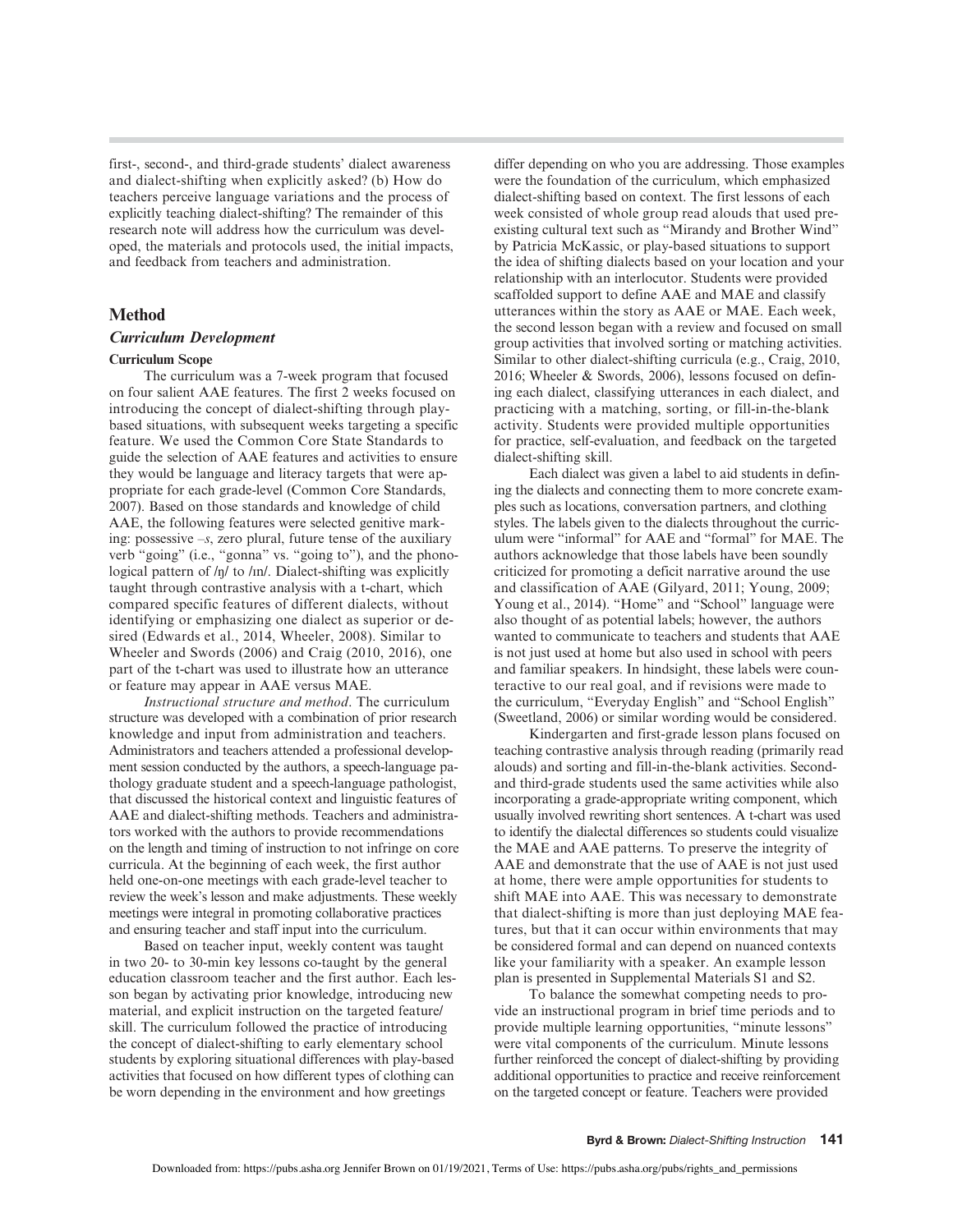first-, second-, and third-grade students' dialect awareness and dialect-shifting when explicitly asked? (b) How do teachers perceive language variations and the process of explicitly teaching dialect-shifting? The remainder of this research note will address how the curriculum was developed, the materials and protocols used, the initial impacts, and feedback from teachers and administration.

## Method

### Curriculum Development

#### Curriculum Scope

The curriculum was a 7-week program that focused on four salient AAE features. The first 2 weeks focused on introducing the concept of dialect-shifting through play-based situations, with subsequent weeks targeting a specific feature. We used the Common Core State Standards to guide the selection of AAE features and activities to ensure they would be language and literacy targets that were appropriate for each grade-level (Common Core Standards, 2007). Based on those standards and knowledge of child AAE, the following features were selected genitive marking: possessive *–s*, zero plural, future tense of the auxiliary verb "going" (i.e., "gonna" vs. "going to"), and the phonological pattern of /ŋ/ to /ɪn/. Dialect-shifting was explicitly taught through contrastive analysis with a t-chart, which compared specific features of different dialects, without identifying or emphasizing one dialect as superior or desired (Edwards et al., 2014, Wheeler, 2008). Similar to Wheeler and Swords (2006) and Craig (2010, 2016), one part of the t-chart was used to illustrate how an utterance or feature may appear in AAE versus MAE.

*Instructional structure and method*. The curriculum structure was developed with a combination of prior research knowledge and input from administration and teachers. Administrators and teachers attended a professional development session conducted by the authors, a speech-language pathology graduate student and a speech-language pathologist, that discussed the historical context and linguistic features of AAE and dialect-shifting methods. Teachers and administrators worked with the authors to provide recommendations on the length and timing of instruction to not infringe on core curricula. At the beginning of each week, the first author held one-on-one meetings with each grade-level teacher to review the week's lesson and make adjustments. These weekly meetings were integral in promoting collaborative practices and ensuring teacher and staff input into the curriculum.

Based on teacher input, weekly content was taught in two 20- to 30-min key lessons co-taught by the general education classroom teacher and the first author. Each lesson began by activating prior knowledge, introducing new material, and explicit instruction on the targeted feature/skill. The curriculum followed the practice of introducing the concept of dialect-shifting to early elementary school students by exploring situational differences with play-based activities that focused on how different types of clothing can be worn depending in the environment and how greetings differ depending on who you are addressing. Those examples were the foundation of the curriculum, which emphasized dialect-shifting based on context. The first lessons of each week consisted of whole group read alouds that used preexisting cultural text such as "Mirandy and Brother Wind" by Patricia McKassic, or play-based situations to support the idea of shifting dialects based on your location and your relationship with an interlocutor. Students were provided scaffolded support to define AAE and MAE and classify utterances within the story as AAE or MAE. Each week, the second lesson began with a review and focused on small group activities that involved sorting or matching activities. Similar to other dialect-shifting curricula (e.g., Craig, 2010, 2016; Wheeler & Swords, 2006), lessons focused on defining each dialect, classifying utterances in each dialect, and practicing with a matching, sorting, or fill-in-the-blank activity. Students were provided multiple opportunities for practice, self-evaluation, and feedback on the targeted dialect-shifting skill.

Each dialect was given a label to aid students in defining the dialects and connecting them to more concrete examples such as locations, conversation partners, and clothing styles. The labels given to the dialects throughout the curriculum were "informal" for AAE and "formal" for MAE. The authors acknowledge that those labels have been soundly criticized for promoting a deficit narrative around the use and classification of AAE (Gilyard, 2011; Young, 2009; Young et al., 2014). "Home" and "School" language were also thought of as potential labels; however, the authors wanted to communicate to teachers and students that AAE is not just used at home but also used in school with peers and familiar speakers. In hindsight, these labels were counteractive to our real goal, and if revisions were made to the curriculum, "Everyday English" and "School English" (Sweetland, 2006) or similar wording would be considered.

Kindergarten and first-grade lesson plans focused on teaching contrastive analysis through reading (primarily read alouds) and sorting and fill-in-the-blank activities. Second- and third-grade students used the same activities while also incorporating a grade-appropriate writing component, which usually involved rewriting short sentences. A t-chart was used to identify the dialectal differences so students could visualize the MAE and AAE patterns. To preserve the integrity of AAE and demonstrate that the use of AAE is not just used at home, there were ample opportunities for students to shift MAE into AAE. This was necessary to demonstrate that dialect-shifting is more than just deploying MAE features, but that it can occur within environments that may be considered formal and can depend on nuanced contexts like your familiarity with a speaker. An example lesson plan is presented in Supplemental Materials S1 and S2.

To balance the somewhat competing needs to provide an instructional program in brief time periods and to provide multiple learning opportunities, "minute lessons" were vital components of the curriculum. Minute lessons further reinforced the concept of dialect-shifting by providing additional opportunities to practice and receive reinforcement on the targeted concept or feature. Teachers were provided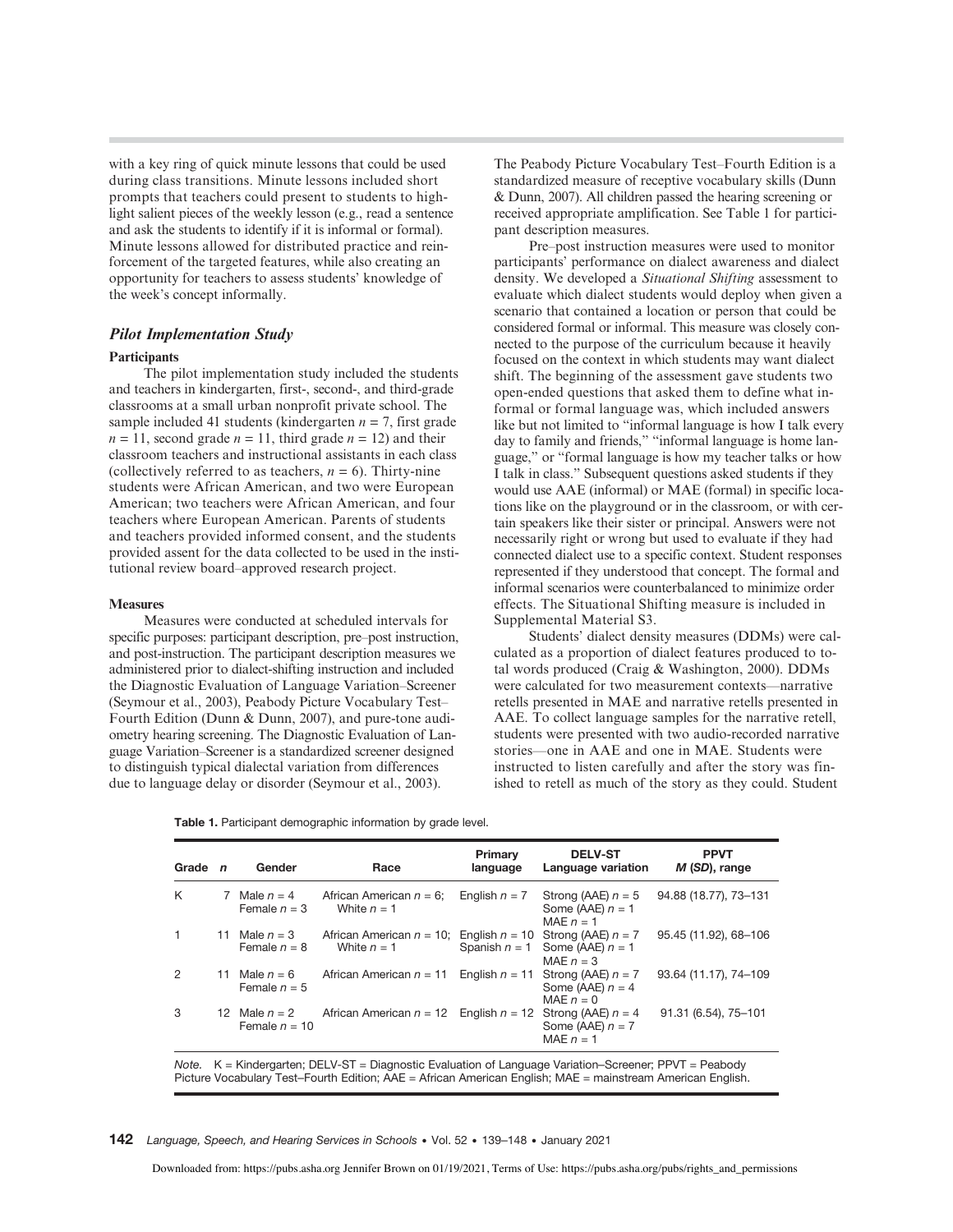with a key ring of quick minute lessons that could be used during class transitions. Minute lessons included short prompts that teachers could present to students to highlight salient pieces of the weekly lesson (e.g., read a sentence and ask the students to identify if it is informal or formal). Minute lessons allowed for distributed practice and reinforcement of the targeted features, while also creating an opportunity for teachers to assess students' knowledge of the week's concept informally.

## *Pilot Implementation Study*

### Participants

The pilot implementation study included the students and teachers in kindergarten, first-, second-, and third-grade classrooms at a small urban nonprofit private school. The sample included 41 students (kindergarten $n = 7$, first grade $n = 11$, second grade $n = 11$, third grade $n = 12$) and their classroom teachers and instructional assistants in each class (collectively referred to as teachers, $n = 6$). Thirty-nine students were African American, and two were European American; two teachers were African American, and four teachers where European American. Parents of students and teachers provided informed consent, and the students provided assent for the data collected to be used in the institutional review board–approved research project.

### Measures

Measures were conducted at scheduled intervals for specific purposes: participant description, pre–post instruction, and post-instruction. The participant description measures we administered prior to dialect-shifting instruction and included the Diagnostic Evaluation of Language Variation–Screener (Seymour et al., 2003), Peabody Picture Vocabulary Test–Fourth Edition (Dunn & Dunn, 2007), and pure-tone audiometry hearing screening. The Diagnostic Evaluation of Language Variation–Screener is a standardized screener designed to distinguish typical dialectal variation from differences due to language delay or disorder (Seymour et al., 2003). The Peabody Picture Vocabulary Test–Fourth Edition is a standardized measure of receptive vocabulary skills (Dunn & Dunn, 2007). All children passed the hearing screening or received appropriate amplification. See Table 1 for participant description measures.

Pre–post instruction measures were used to monitor participants' performance on dialect awareness and dialect density. We developed a *Situational Shifting* assessment to evaluate which dialect students would deploy when given a scenario that contained a location or person that could be considered formal or informal. This measure was closely connected to the purpose of the curriculum because it heavily focused on the context in which students may want dialect shift. The beginning of the assessment gave students two open-ended questions that asked them to define what informal or formal language was, which included answers like but not limited to "informal language is how I talk every day to family and friends," "informal language is home language," or "formal language is how my teacher talks or how I talk in class." Subsequent questions asked students if they would use AAE (informal) or MAE (formal) in specific locations like on the playground or in the classroom, or with certain speakers like their sister or principal. Answers were not necessarily right or wrong but used to evaluate if they had connected dialect use to a specific context. Student responses represented if they understood that concept. The formal and informal scenarios were counterbalanced to minimize order effects. The Situational Shifting measure is included in Supplemental Material S3.

Students' dialect density measures (DDMs) were calculated as a proportion of dialect features produced to total words produced (Craig & Washington, 2000). DDMs were calculated for two measurement contexts—narrative retells presented in MAE and narrative retells presented in AAE. To collect language samples for the narrative retell, students were presented with two audio-recorded narrative stories—one in AAE and one in MAE. Students were instructed to listen carefully and after the story was finished to retell as much of the story as they could. Student

**Table 1.** Participant demographic information by grade level.

| Grade | *n* | Gender | Race | Primary language | DELV-ST Language variation | PPVT *M* (*SD*), range |
|---|---|---|---|---|---|---|
| K | 7 | Male $n = 4$<br>Female $n = 3$ | African American $n = 6$;<br>White $n = 1$ | English $n = 7$ | Strong (AAE) $n = 5$<br>Some (AAE) $n = 1$<br>MAE $n = 1$ | 94.88 (18.77), 73–131 |
| 1 | 11 | Male $n = 3$<br>Female $n = 8$ | African American $n = 10$;<br>White $n = 1$ | English $n = 10$<br>Spanish $n = 1$ | Strong (AAE) $n = 7$<br>Some (AAE) $n = 1$<br>MAE $n = 3$ | 95.45 (11.92), 68–106 |
| 2 | 11 | Male $n = 6$<br>Female $n = 5$ | African American $n = 11$ | English $n = 11$ | Strong (AAE) $n = 7$<br>Some (AAE) $n = 4$<br>MAE $n = 0$ | 93.64 (11.17), 74–109 |
| 3 | 12 | Male $n = 2$<br>Female $n = 10$ | African American $n = 12$ | English $n = 12$ | Strong (AAE) $n = 4$<br>Some (AAE) $n = 7$<br>MAE $n = 1$ | 91.31 (6.54), 75–101 |

*Note.* K = Kindergarten; DELV-ST = Diagnostic Evaluation of Language Variation–Screener; PPVT = Peabody Picture Vocabulary Test–Fourth Edition; AAE = African American English; MAE = mainstream American English.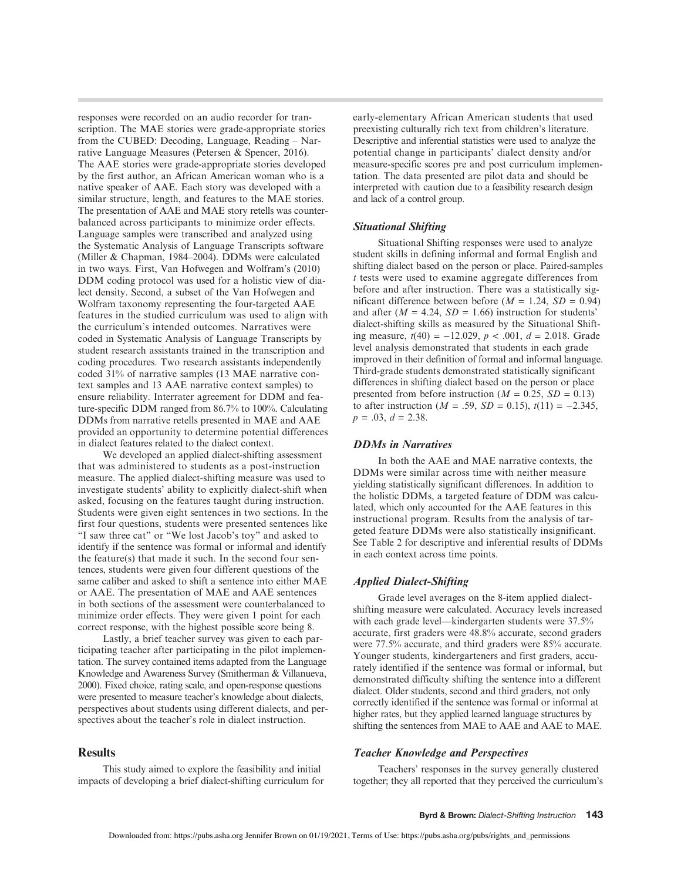responses were recorded on an audio recorder for transcription. The MAE stories were grade-appropriate stories from the CUBED: Decoding, Language, Reading – Narrative Language Measures (Petersen & Spencer, 2016). The AAE stories were grade-appropriate stories developed by the first author, an African American woman who is a native speaker of AAE. Each story was developed with a similar structure, length, and features to the MAE stories. The presentation of AAE and MAE story retells was counterbalanced across participants to minimize order effects. Language samples were transcribed and analyzed using the Systematic Analysis of Language Transcripts software (Miller & Chapman, 1984–2004). DDMs were calculated in two ways. First, Van Hofwegen and Wolfram's (2010) DDM coding protocol was used for a holistic view of dialect density. Second, a subset of the Van Hofwegen and Wolfram taxonomy representing the four-targeted AAE features in the studied curriculum was used to align with the curriculum's intended outcomes. Narratives were coded in Systematic Analysis of Language Transcripts by student research assistants trained in the transcription and coding procedures. Two research assistants independently coded 31% of narrative samples (13 MAE narrative context samples and 13 AAE narrative context samples) to ensure reliability. Interrater agreement for DDM and feature-specific DDM ranged from 86.7% to 100%. Calculating DDMs from narrative retells presented in MAE and AAE provided an opportunity to determine potential differences in dialect features related to the dialect context.

We developed an applied dialect-shifting assessment that was administered to students as a post-instruction measure. The applied dialect-shifting measure was used to investigate students' ability to explicitly dialect-shift when asked, focusing on the features taught during instruction. Students were given eight sentences in two sections. In the first four questions, students were presented sentences like "I saw three cat" or "We lost Jacob's toy" and asked to identify if the sentence was formal or informal and identify the feature(s) that made it such. In the second four sentences, students were given four different questions of the same caliber and asked to shift a sentence into either MAE or AAE. The presentation of MAE and AAE sentences in both sections of the assessment were counterbalanced to minimize order effects. They were given 1 point for each correct response, with the highest possible score being 8.

Lastly, a brief teacher survey was given to each participating teacher after participating in the pilot implementation. The survey contained items adapted from the Language Knowledge and Awareness Survey (Smitherman & Villanueva, 2000). Fixed choice, rating scale, and open-response questions were presented to measure teacher's knowledge about dialects, perspectives about students using different dialects, and perspectives about the teacher's role in dialect instruction.

## Results

This study aimed to explore the feasibility and initial impacts of developing a brief dialect-shifting curriculum for early-elementary African American students that used preexisting culturally rich text from children's literature. Descriptive and inferential statistics were used to analyze the potential change in participants' dialect density and/or measure-specific scores pre and post curriculum implementation. The data presented are pilot data and should be interpreted with caution due to a feasibility research design and lack of a control group.

### *Situational Shifting*

Situational Shifting responses were used to analyze student skills in defining informal and formal English and shifting dialect based on the person or place. Paired-samples $t$ tests were used to examine aggregate differences from before and after instruction. There was a statistically significant difference between before ($M = 1.24$, $SD = 0.94$) and after ($M = 4.24$, $SD = 1.66$) instruction for students' dialect-shifting skills as measured by the Situational Shifting measure, $t(40) = -12.029$, $p < .001$, $d = 2.018$. Grade level analysis demonstrated that students in each grade improved in their definition of formal and informal language. Third-grade students demonstrated statistically significant differences in shifting dialect based on the person or place presented from before instruction ($M = 0.25$, $SD = 0.13$) to after instruction ($M = .59$, $SD = 0.15$), $t(11) = -2.345$, $p = .03$, $d = 2.38$.

### *DDMs in Narratives*

In both the AAE and MAE narrative contexts, the DDMs were similar across time with neither measure yielding statistically significant differences. In addition to the holistic DDMs, a targeted feature of DDM was calculated, which only accounted for the AAE features in this instructional program. Results from the analysis of targeted feature DDMs were also statistically insignificant. See Table 2 for descriptive and inferential results of DDMs in each context across time points.

### *Applied Dialect-Shifting*

Grade level averages on the 8-item applied dialect-shifting measure were calculated. Accuracy levels increased with each grade level—kindergarten students were 37.5% accurate, first graders were 48.8% accurate, second graders were 77.5% accurate, and third graders were 85% accurate. Younger students, kindergarteners and first graders, accurately identified if the sentence was formal or informal, but demonstrated difficulty shifting the sentence into a different dialect. Older students, second and third graders, not only correctly identified if the sentence was formal or informal at higher rates, but they applied learned language structures by shifting the sentences from MAE to AAE and AAE to MAE.

### *Teacher Knowledge and Perspectives*

Teachers' responses in the survey generally clustered together; they all reported that they perceived the curriculum's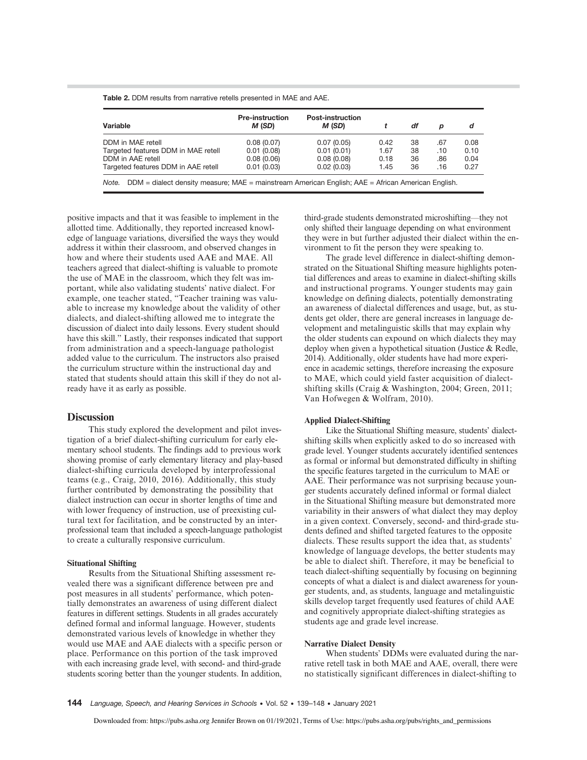**Table 2.** DDM results from narrative retells presented in MAE and AAE.

| Variable | Pre-instruction *M* (*SD*) | Post-instruction *M* (*SD*) | *t* | *df* | *p* | *d* |
|---|---|---|---|---|---|---|
| DDM in MAE retell | 0.08 (0.07) | 0.07 (0.05) | 0.42 | 38 | .67 | 0.08 |
| Targeted features DDM in MAE retell | 0.01 (0.08) | 0.01 (0.01) | 1.67 | 38 | .10 | 0.10 |
| DDM in AAE retell | 0.08 (0.06) | 0.08 (0.08) | 0.18 | 36 | .86 | 0.04 |
| Targeted features DDM in AAE retell | 0.01 (0.03) | 0.02 (0.03) | 1.45 | 36 | .16 | 0.27 |

*Note.* DDM = dialect density measure; MAE = mainstream American English; AAE = African American English.

positive impacts and that it was feasible to implement in the allotted time. Additionally, they reported increased knowledge of language variations, diversified the ways they would address it within their classroom, and observed changes in how and where their students used AAE and MAE. All teachers agreed that dialect-shifting is valuable to promote the use of MAE in the classroom, which they felt was important, while also validating students' native dialect. For example, one teacher stated, "Teacher training was valuable to increase my knowledge about the validity of other dialects, and dialect-shifting allowed me to integrate the discussion of dialect into daily lessons. Every student should have this skill." Lastly, their responses indicated that support from administration and a speech-language pathologist added value to the curriculum. The instructors also praised the curriculum structure within the instructional day and stated that students should attain this skill if they do not already have it as early as possible.

## Discussion

This study explored the development and pilot investigation of a brief dialect-shifting curriculum for early elementary school students. The findings add to previous work showing promise of early elementary literacy and play-based dialect-shifting curricula developed by interprofessional teams (e.g., Craig, 2010, 2016). Additionally, this study further contributed by demonstrating the possibility that dialect instruction can occur in shorter lengths of time and with lower frequency of instruction, use of preexisting cultural text for facilitation, and be constructed by an interprofessional team that included a speech-language pathologist to create a culturally responsive curriculum.

### Situational Shifting

Results from the Situational Shifting assessment revealed there was a significant difference between pre and post measures in all students' performance, which potentially demonstrates an awareness of using different dialect features in different settings. Students in all grades accurately defined formal and informal language. However, students demonstrated various levels of knowledge in whether they would use MAE and AAE dialects with a specific person or place. Performance on this portion of the task improved with each increasing grade level, with second- and third-grade students scoring better than the younger students. In addition, third-grade students demonstrated microshifting—they not only shifted their language depending on what environment they were in but further adjusted their dialect within the environment to fit the person they were speaking to.

The grade level difference in dialect-shifting demonstrated on the Situational Shifting measure highlights potential differences and areas to examine in dialect-shifting skills and instructional programs. Younger students may gain knowledge on defining dialects, potentially demonstrating an awareness of dialectal differences and usage, but, as students get older, there are general increases in language development and metalinguistic skills that may explain why the older students can expound on which dialects they may deploy when given a hypothetical situation (Justice & Redle, 2014). Additionally, older students have had more experience in academic settings, therefore increasing the exposure to MAE, which could yield faster acquisition of dialect-shifting skills (Craig & Washington, 2004; Green, 2011; Van Hofwegen & Wolfram, 2010).

### Applied Dialect-Shifting

Like the Situational Shifting measure, students' dialect-shifting skills when explicitly asked to do so increased with grade level. Younger students accurately identified sentences as formal or informal but demonstrated difficulty in shifting the specific features targeted in the curriculum to MAE or AAE. Their performance was not surprising because younger students accurately defined informal or formal dialect in the Situational Shifting measure but demonstrated more variability in their answers of what dialect they may deploy in a given context. Conversely, second- and third-grade students defined and shifted targeted features to the opposite dialects. These results support the idea that, as students' knowledge of language develops, the better students may be able to dialect shift. Therefore, it may be beneficial to teach dialect-shifting sequentially by focusing on beginning concepts of what a dialect is and dialect awareness for younger students, and, as students, language and metalinguistic skills develop target frequently used features of child AAE and cognitively appropriate dialect-shifting strategies as students age and grade level increase.

### Narrative Dialect Density

When students' DDMs were evaluated during the narrative retell task in both MAE and AAE, overall, there were no statistically significant differences in dialect-shifting to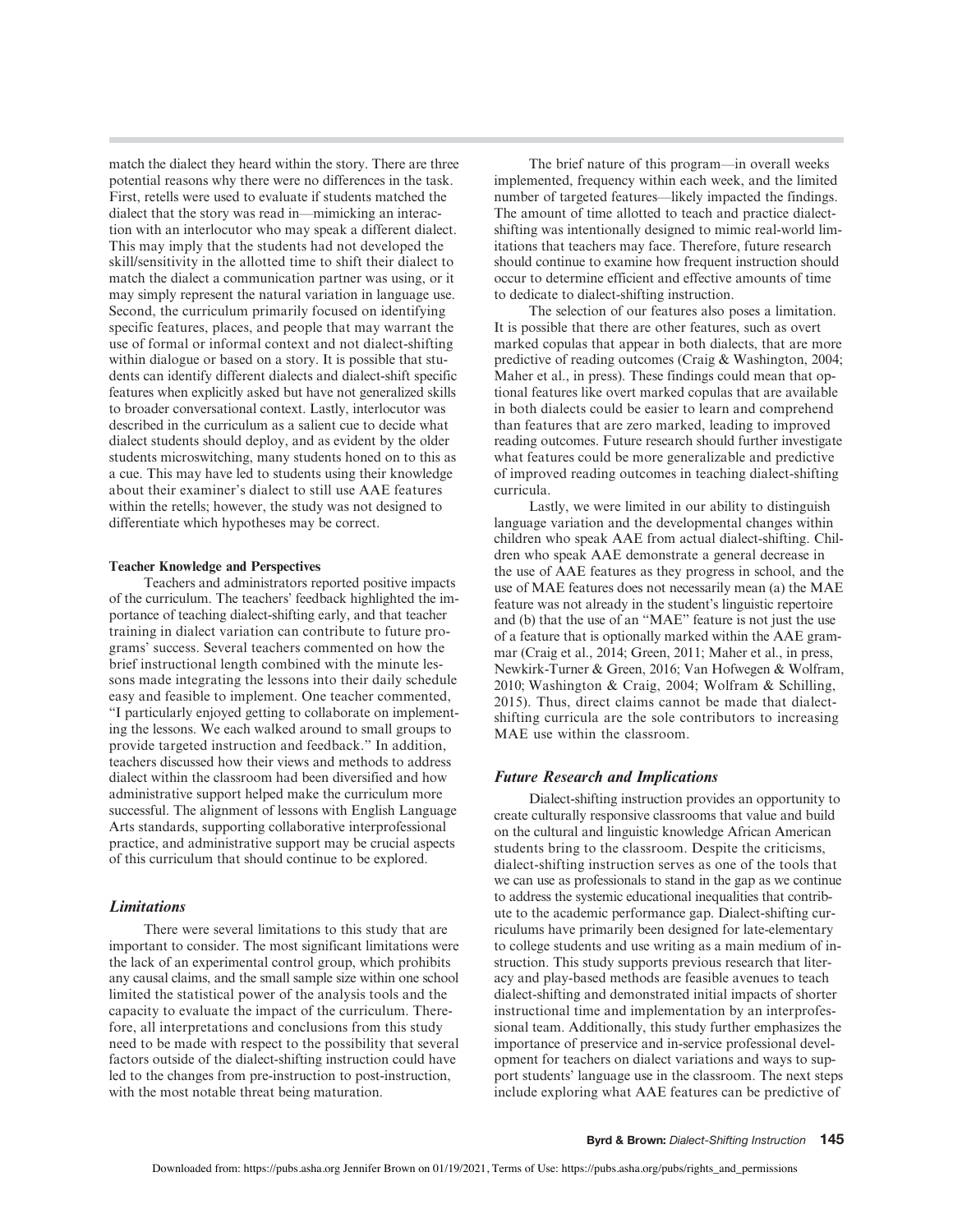match the dialect they heard within the story. There are three potential reasons why there were no differences in the task. First, retells were used to evaluate if students matched the dialect that the story was read in—mimicking an interaction with an interlocutor who may speak a different dialect. This may imply that the students had not developed the skill/sensitivity in the allotted time to shift their dialect to match the dialect a communication partner was using, or it may simply represent the natural variation in language use. Second, the curriculum primarily focused on identifying specific features, places, and people that may warrant the use of formal or informal context and not dialect-shifting within dialogue or based on a story. It is possible that students can identify different dialects and dialect-shift specific features when explicitly asked but have not generalized skills to broader conversational context. Lastly, interlocutor was described in the curriculum as a salient cue to decide what dialect students should deploy, and as evident by the older students microswitching, many students honed on to this as a cue. This may have led to students using their knowledge about their examiner's dialect to still use AAE features within the retells; however, the study was not designed to differentiate which hypotheses may be correct.

#### Teacher Knowledge and Perspectives

Teachers and administrators reported positive impacts of the curriculum. The teachers' feedback highlighted the importance of teaching dialect-shifting early, and that teacher training in dialect variation can contribute to future programs' success. Several teachers commented on how the brief instructional length combined with the minute lessons made integrating the lessons into their daily schedule easy and feasible to implement. One teacher commented, "I particularly enjoyed getting to collaborate on implementing the lessons. We each walked around to small groups to provide targeted instruction and feedback." In addition, teachers discussed how their views and methods to address dialect within the classroom had been diversified and how administrative support helped make the curriculum more successful. The alignment of lessons with English Language Arts standards, supporting collaborative interprofessional practice, and administrative support may be crucial aspects of this curriculum that should continue to be explored.

### *Limitations*

There were several limitations to this study that are important to consider. The most significant limitations were the lack of an experimental control group, which prohibits any causal claims, and the small sample size within one school limited the statistical power of the analysis tools and the capacity to evaluate the impact of the curriculum. Therefore, all interpretations and conclusions from this study need to be made with respect to the possibility that several factors outside of the dialect-shifting instruction could have led to the changes from pre-instruction to post-instruction, with the most notable threat being maturation.

The brief nature of this program—in overall weeks implemented, frequency within each week, and the limited number of targeted features—likely impacted the findings. The amount of time allotted to teach and practice dialect-shifting was intentionally designed to mimic real-world limitations that teachers may face. Therefore, future research should continue to examine how frequent instruction should occur to determine efficient and effective amounts of time to dedicate to dialect-shifting instruction.

The selection of our features also poses a limitation. It is possible that there are other features, such as overt marked copulas that appear in both dialects, that are more predictive of reading outcomes (Craig & Washington, 2004; Maher et al., in press). These findings could mean that optional features like overt marked copulas that are available in both dialects could be easier to learn and comprehend than features that are zero marked, leading to improved reading outcomes. Future research should further investigate what features could be more generalizable and predictive of improved reading outcomes in teaching dialect-shifting curricula.

Lastly, we were limited in our ability to distinguish language variation and the developmental changes within children who speak AAE from actual dialect-shifting. Children who speak AAE demonstrate a general decrease in the use of AAE features as they progress in school, and the use of MAE features does not necessarily mean (a) the MAE feature was not already in the student's linguistic repertoire and (b) that the use of an "MAE" feature is not just the use of a feature that is optionally marked within the AAE grammar (Craig et al., 2014; Green, 2011; Maher et al., in press, Newkirk-Turner & Green, 2016; Van Hofwegen & Wolfram, 2010; Washington & Craig, 2004; Wolfram & Schilling, 2015). Thus, direct claims cannot be made that dialect-shifting curricula are the sole contributors to increasing MAE use within the classroom.

### *Future Research and Implications*

Dialect-shifting instruction provides an opportunity to create culturally responsive classrooms that value and build on the cultural and linguistic knowledge African American students bring to the classroom. Despite the criticisms, dialect-shifting instruction serves as one of the tools that we can use as professionals to stand in the gap as we continue to address the systemic educational inequalities that contribute to the academic performance gap. Dialect-shifting curriculums have primarily been designed for late-elementary to college students and use writing as a main medium of instruction. This study supports previous research that literacy and play-based methods are feasible avenues to teach dialect-shifting and demonstrated initial impacts of shorter instructional time and implementation by an interprofessional team. Additionally, this study further emphasizes the importance of preservice and in-service professional development for teachers on dialect variations and ways to support students' language use in the classroom. The next steps include exploring what AAE features can be predictive of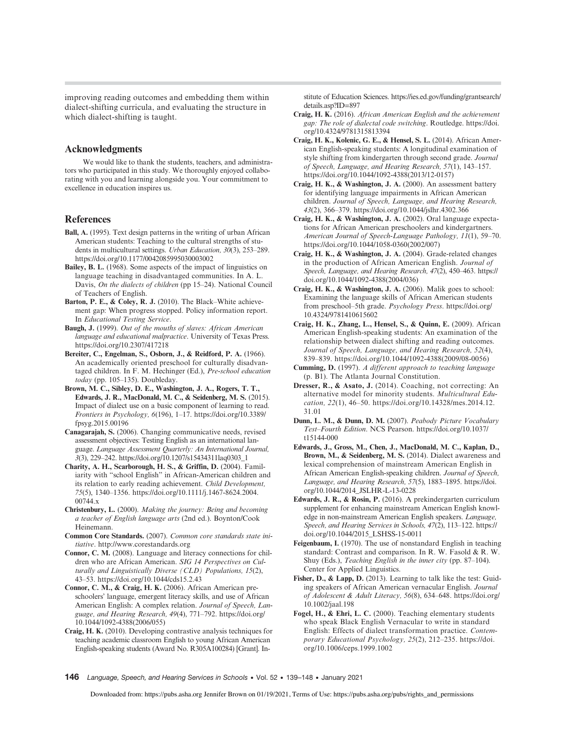improving reading outcomes and embedding them within dialect-shifting curricula, and evaluating the structure in which dialect-shifting is taught.

## Acknowledgments

We would like to thank the students, teachers, and administrators who participated in this study. We thoroughly enjoyed collaborating with you and learning alongside you. Your commitment to excellence in education inspires us.

## References

**Ball, A.** (1995). Text design patterns in the writing of urban African American students: Teaching to the cultural strengths of students in multicultural settings. *Urban Education, 30*(3), 253–289. https://doi.org/10.1177/0042085995030003002

**Bailey, B. L.** (1968). Some aspects of the impact of linguistics on language teaching in disadvantaged communities. In A. L. Davis, *On the dialects of children* (pp 15–24). National Council of Teachers of English.

**Barton, P. E., & Coley, R. J.** (2010). The Black–White achievement gap: When progress stopped. Policy information report. In *Educational Testing Service*.

**Baugh, J.** (1999). *Out of the mouths of slaves: African American language and educational malpractice*. University of Texas Press. https://doi.org/10.2307/417218

**Bereiter, C., Engelman, S., Osborn, J., & Reidford, P. A.** (1966). An academically oriented preschool for culturally disadvantaged children. In F. M. Hechinger (Ed.), *Pre-school education today* (pp. 105–135). Doubleday.

**Brown, M. C., Sibley, D. E., Washington, J. A., Rogers, T. T., Edwards, J. R., MacDonald, M. C., & Seidenberg, M. S.** (2015). Impact of dialect use on a basic component of learning to read. *Frontiers in Psychology, 6*(196), 1–17. https://doi.org/10.3389/fpsyg.2015.00196

**Canagarajah, S.** (2006). Changing communicative needs, revised assessment objectives: Testing English as an international language. *Language Assessment Quarterly: An International Journal, 3*(3), 229–242. https://doi.org/10.1207/s15434311laq0303_1

**Charity, A. H., Scarborough, H. S., & Griffin, D.** (2004). Familiarity with "school English" in African-American children and its relation to early reading achievement. *Child Development, 75*(5), 1340–1356. https://doi.org/10.1111/j.1467-8624.2004.00744.x

**Christenbury, L.** (2000). *Making the journey: Being and becoming a teacher of English language arts* (2nd ed.). Boynton/Cook Heinemann.

**Common Core Standards.** (2007). *Common core standards state initiative*. http://www.corestandards.org

**Connor, C. M.** (2008). Language and literacy connections for children who are African American. *SIG 14 Perspectives on Culturally and Linguistically Diverse (CLD) Populations, 15*(2), 43–53. https://doi.org/10.1044/cds15.2.43

**Connor, C. M., & Craig, H. K.** (2006). African American preschoolers' language, emergent literacy skills, and use of African American English: A complex relation. *Journal of Speech, Language, and Hearing Research, 49*(4), 771–792. https://doi.org/10.1044/1092-4388(2006/055)

**Craig, H. K.** (2010). Developing contrastive analysis techniques for teaching academic classroom English to young African American English-speaking students (Award No. R305A100284) [Grant]. Institute of Education Sciences. https://ies.ed.gov/funding/grantsearch/details.asp?ID=897

**Craig, H. K.** (2016). *African American English and the achievement gap: The role of dialectal code switching*. Routledge. https://doi.org/10.4324/9781315813394

**Craig, H. K., Kolenic, G. E., & Hensel, S. L.** (2014). African American English-speaking students: A longitudinal examination of style shifting from kindergarten through second grade. *Journal of Speech, Language, and Hearing Research, 57*(1), 143–157. https://doi.org/10.1044/1092-4388(2013/12-0157)

**Craig, H. K., & Washington, J. A.** (2000). An assessment battery for identifying language impairments in African American children. *Journal of Speech, Language, and Hearing Research, 43*(2), 366–379. https://doi.org/10.1044/jslhr.4302.366

**Craig, H. K., & Washington, J. A.** (2002). Oral language expectations for African American preschoolers and kindergartners. *American Journal of Speech-Language Pathology, 11*(1), 59–70. https://doi.org/10.1044/1058-0360(2002/007)

**Craig, H. K., & Washington, J. A.** (2004). Grade-related changes in the production of African American English. *Journal of Speech, Language, and Hearing Research, 47*(2), 450–463. https://doi.org/10.1044/1092-4388(2004/036)

**Craig, H. K., & Washington, J. A.** (2006). Malik goes to school: Examining the language skills of African American students from preschool–5th grade. *Psychology Press*. https://doi.org/10.4324/9781410615602

**Craig, H. K., Zhang, L., Hensel, S., & Quinn, E.** (2009). African American English-speaking students: An examination of the relationship between dialect shifting and reading outcomes. *Journal of Speech, Language, and Hearing Research, 52*(4), 839–839. https://doi.org/10.1044/1092-4388(2009/08-0056)

**Cumming, D.** (1997). *A different approach to teaching language* (p. B1). The Atlanta Journal Constitution.

**Dresser, R., & Asato, J.** (2014). Coaching, not correcting: An alternative model for minority students. *Multicultural Education, 22*(1), 46–50. https://doi.org/10.14328/mes.2014.12.31.01

**Dunn, L. M., & Dunn, D. M.** (2007). *Peabody Picture Vocabulary Test–Fourth Edition*. NCS Pearson. https://doi.org/10.1037/t15144-000

**Edwards, J., Gross, M., Chen, J., MacDonald, M. C., Kaplan, D., Brown, M., & Seidenberg, M. S.** (2014). Dialect awareness and lexical comprehension of mainstream American English in African American English-speaking children. *Journal of Speech, Language, and Hearing Research, 57*(5), 1883–1895. https://doi.org/10.1044/2014_JSLHR-L-13-0228

**Edwards, J. R., & Rosin, P.** (2016). A prekindergarten curriculum supplement for enhancing mainstream American English knowledge in non-mainstream American English speakers. *Language, Speech, and Hearing Services in Schools, 47*(2), 113–122. https://doi.org/10.1044/2015_LSHSS-15-0011

**Feigenbaum, I.** (1970). The use of nonstandard English in teaching standard: Contrast and comparison. In R. W. Fasold & R. W. Shuy (Eds.), *Teaching English in the inner city* (pp. 87–104). Center for Applied Linguistics.

**Fisher, D., & Lapp, D.** (2013). Learning to talk like the test: Guiding speakers of African American vernacular English. *Journal of Adolescent & Adult Literacy, 56*(8), 634–648. https://doi.org/10.1002/jaal.198

**Fogel, H., & Ehri, L. C.** (2000). Teaching elementary students who speak Black English Vernacular to write in standard English: Effects of dialect transformation practice. *Contemporary Educational Psychology, 25*(2), 212–235. https://doi.org/10.1006/ceps.1999.1002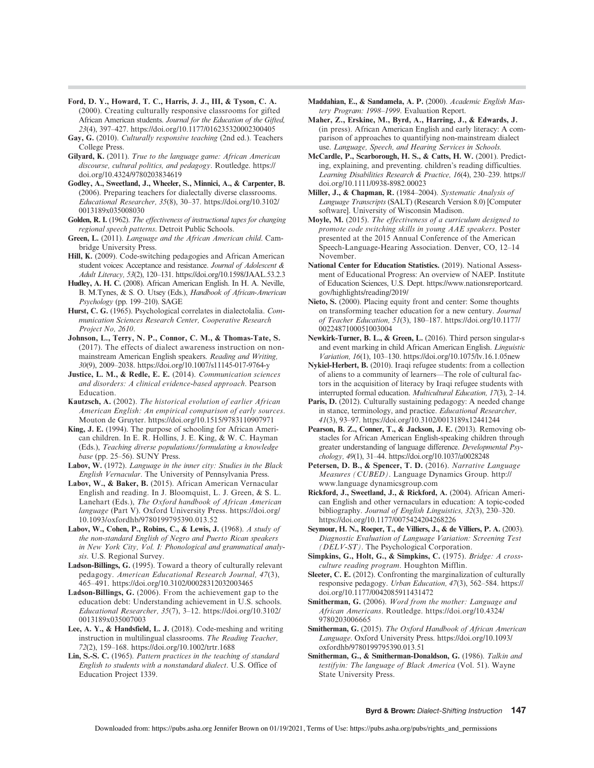**Ford, D. Y., Howard, T. C., Harris, J. J., III, & Tyson, C. A.** (2000). Creating culturally responsive classrooms for gifted African American students. *Journal for the Education of the Gifted, 23*(4), 397–427. https://doi.org/10.1177/016235320002300405

**Gay, G.** (2010). *Culturally responsive teaching* (2nd ed.). Teachers College Press.

**Gilyard, K.** (2011). *True to the language game: African American discourse, cultural politics, and pedagogy*. Routledge. https://doi.org/10.4324/9780203834619

**Godley, A., Sweetland, J., Wheeler, S., Minnici, A., & Carpenter, B.** (2006). Preparing teachers for dialectally diverse classrooms. *Educational Researcher, 35*(8), 30–37. https://doi.org/10.3102/0013189x035008030

**Golden, R. I.** (1962). *The effectiveness of instructional tapes for changing regional speech patterns*. Detroit Public Schools.

**Green, L.** (2011). *Language and the African American child*. Cambridge University Press.

**Hill, K.** (2009). Code-switching pedagogies and African American student voices: Acceptance and resistance. *Journal of Adolescent & Adult Literacy, 53*(2), 120–131. https://doi.org/10.1598/JAAL.53.2.3

**Hudley, A. H. C.** (2008). African American English. In H. A. Neville, B. M.Tynes, & S. O. Utsey (Eds.), *Handbook of African-American Psychology* (pp. 199–210). SAGE

**Hurst, C. G.** (1965). Psychological correlates in dialectolalia. *Communication Sciences Research Center, Cooperative Research Project No, 2610*.

**Johnson, L., Terry, N. P., Connor, C. M., & Thomas-Tate, S.** (2017). The effects of dialect awareness instruction on nonmainstream American English speakers. *Reading and Writing, 30*(9), 2009–2038. https://doi.org/10.1007/s11145-017-9764-y

**Justice, L. M., & Redle, E. E.** (2014). *Communication sciences and disorders: A clinical evidence-based approach*. Pearson Education.

**Kautzsch, A.** (2002). *The historical evolution of earlier African American English: An empirical comparison of early sources*. Mouton de Gruyter. https://doi.org/10.1515/9783110907971

**King, J. E.** (1994). The purpose of schooling for African American children. In E. R. Hollins, J. E. King, & W. C. Hayman (Eds.), *Teaching diverse populations/formulating a knowledge base* (pp. 25–56). SUNY Press.

**Labov, W.** (1972). *Language in the inner city: Studies in the Black English Vernacular*. The University of Pennsylvania Press.

**Labov, W., & Baker, B.** (2015). African American Vernacular English and reading. In J. Bloomquist, L. J. Green, & S. L. Lanehart (Eds.), *The Oxford handbook of African American language* (Part V). Oxford University Press. https://doi.org/10.1093/oxfordhb/9780199795390.013.52

**Labov, W., Cohen, P., Robins, C., & Lewis, J.** (1968). *A study of the non-standard English of Negro and Puerto Rican speakers in New York City, Vol. I: Phonological and grammatical analysis*. U.S. Regional Survey.

**Ladson-Billings, G.** (1995). Toward a theory of culturally relevant pedagogy. *American Educational Research Journal, 47*(3), 465–491. https://doi.org/10.3102/00028312032003465

**Ladson-Billings, G.** (2006). From the achievement gap to the education debt: Understanding achievement in U.S. schools. *Educational Researcher, 35*(7), 3–12. https://doi.org/10.3102/0013189x035007003

**Lee, A. Y., & Handsfield, L. J.** (2018). Code-meshing and writing instruction in multilingual classrooms. *The Reading Teacher, 72*(2), 159–168. https://doi.org/10.1002/trtr.1688

**Lin, S.-S. C.** (1965). *Pattern practices in the teaching of standard English to students with a nonstandard dialect*. U.S. Office of Education Project 1339.

**Maddahian, E., & Sandamela, A. P.** (2000). *Academic English Mastery Program: 1998–1999*. Evaluation Report.

**Maher, Z., Erskine, M., Byrd, A., Harring, J., & Edwards, J.** (in press). African American English and early literacy: A comparison of approaches to quantifying non-mainstream dialect use. *Language, Speech, and Hearing Services in Schools.*

**McCardle, P., Scarborough, H. S., & Catts, H. W.** (2001). Predicting, explaining, and preventing. children's reading difficulties. *Learning Disabilities Research & Practice, 16*(4), 230–239. https://doi.org/10.1111/0938-8982.00023

**Miller, J., & Chapman, R.** (1984–2004). *Systematic Analysis of Language Transcripts* (SALT) (Research Version 8.0) [Computer software]. University of Wisconsin Madison.

**Moyle, M.** (2015). *The effectiveness of a curriculum designed to promote code switching skills in young AAE speakers*. Poster presented at the 2015 Annual Conference of the American Speech-Language-Hearing Association. Denver, CO, 12–14 November.

**National Center for Education Statistics.** (2019). National Assessment of Educational Progress: An overview of NAEP. Institute of Education Sciences, U.S. Dept. https://www.nationsreportcard.gov/highlights/reading/2019/

**Nieto, S.** (2000). Placing equity front and center: Some thoughts on transforming teacher education for a new century. *Journal of Teacher Education, 51*(3), 180–187. https://doi.org/10.1177/0022487100051003004

**Newkirk-Turner, B. L., & Green, L.** (2016). Third person singular-s and event marking in child African American English. *Linguistic Variation, 16*(1), 103–130. https://doi.org/10.1075/lv.16.1.05new

**Nykiel-Herbert, B.** (2010). Iraqi refugee students: from a collection of aliens to a community of learners—The role of cultural factors in the acquisition of literacy by Iraqi refugee students with interrupted formal education. *Multicultural Education, 17*(3), 2–14.

**Paris, D.** (2012). Culturally sustaining pedagogy: A needed change in stance, terminology, and practice. *Educational Researcher, 41*(3), 93–97. https://doi.org/10.3102/0013189x12441244

**Pearson, B. Z., Conner, T., & Jackson, J. E.** (2013). Removing obstacles for African American English-speaking children through greater understanding of language difference. *Developmental Psychology, 49*(1), 31–44. https://doi.org/10.1037/a0028248

**Petersen, D. B., & Spencer, T. D.** (2016). *Narrative Language Measures (CUBED)*. Language Dynamics Group. http://www.language dynamicsgroup.com

**Rickford, J., Sweetland, J., & Rickford, A.** (2004). African American English and other vernaculars in education: A topic-coded bibliography. *Journal of English Linguistics, 32*(3), 230–320. https://doi.org/10.1177/0075424204268226

**Seymour, H. N., Roeper, T., de Villiers, J., & de Villiers, P. A.** (2003). *Diagnostic Evaluation of Language Variation: Screening Test (DELV-ST)*. The Psychological Corporation.

**Simpkins, G., Holt, G., & Simpkins, C.** (1975). *Bridge: A cross-culture reading program*. Houghton Mifflin.

**Sleeter, C. E.** (2012). Confronting the marginalization of culturally responsive pedagogy. *Urban Education, 47*(3), 562–584. https://doi.org/10.1177/0042085911431472

**Smitherman, G.** (2006). *Word from the mother: Language and African Americans*. Routledge. https://doi.org/10.4324/9780203006665

**Smitherman, G.** (2015). *The Oxford Handbook of African American Language*. Oxford University Press. https://doi.org/10.1093/oxfordhb/9780199795390.013.51

**Smitherman, G., & Smitherman-Donaldson, G.** (1986). *Talkin and testifyin: The language of Black America* (Vol. 51). Wayne State University Press.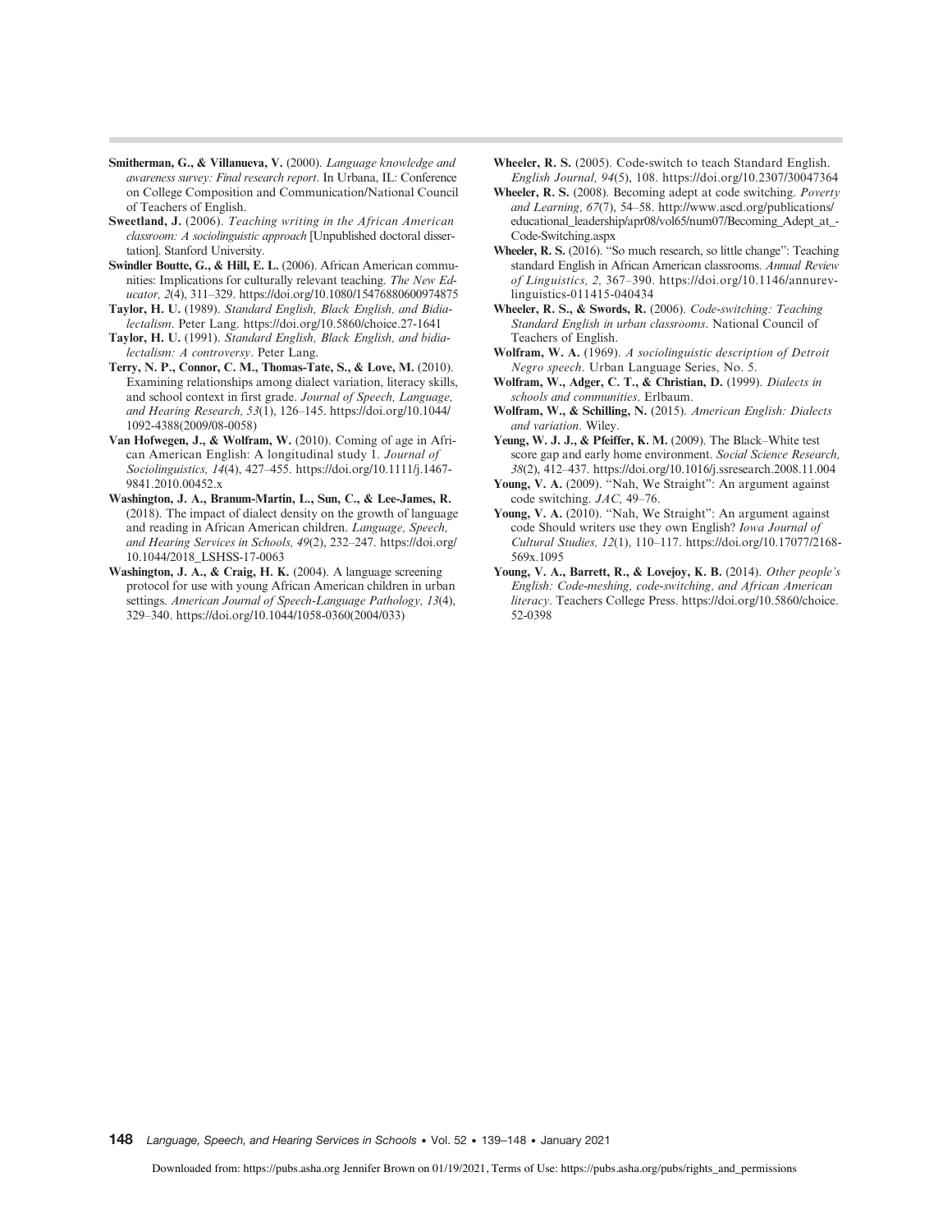**Smitherman, G., & Villanueva, V.** (2000). *Language knowledge and awareness survey: Final research report*. In Urbana, IL: Conference on College Composition and Communication/National Council of Teachers of English.

**Sweetland, J.** (2006). *Teaching writing in the African American classroom: A sociolinguistic approach* [Unpublished doctoral dissertation]. Stanford University.

**Swindler Boutte, G., & Hill, E. L.** (2006). African American communities: Implications for culturally relevant teaching. *The New Educator, 2*(4), 311–329. https://doi.org/10.1080/15476880600974875

**Taylor, H. U.** (1989). *Standard English, Black English, and Bidialectalism*. Peter Lang. https://doi.org/10.5860/choice.27-1641

**Taylor, H. U.** (1991). *Standard English, Black English, and bidialectalism: A controversy*. Peter Lang.

**Terry, N. P., Connor, C. M., Thomas-Tate, S., & Love, M.** (2010). Examining relationships among dialect variation, literacy skills, and school context in first grade. *Journal of Speech, Language, and Hearing Research, 53*(1), 126–145. https://doi.org/10.1044/1092-4388(2009/08-0058)

**Van Hofwegen, J., & Wolfram, W.** (2010). Coming of age in African American English: A longitudinal study 1. *Journal of Sociolinguistics, 14*(4), 427–455. https://doi.org/10.1111/j.1467-9841.2010.00452.x

**Washington, J. A., Branum-Martin, L., Sun, C., & Lee-James, R.** (2018). The impact of dialect density on the growth of language and reading in African American children. *Language, Speech, and Hearing Services in Schools, 49*(2), 232–247. https://doi.org/10.1044/2018_LSHSS-17-0063

**Washington, J. A., & Craig, H. K.** (2004). A language screening protocol for use with young African American children in urban settings. *American Journal of Speech-Language Pathology, 13*(4), 329–340. https://doi.org/10.1044/1058-0360(2004/033)

**Wheeler, R. S.** (2005). Code-switch to teach Standard English. *English Journal, 94*(5), 108. https://doi.org/10.2307/30047364

**Wheeler, R. S.** (2008). Becoming adept at code switching. *Poverty and Learning, 67*(7), 54–58. http://www.ascd.org/publications/educational_leadership/apr08/vol65/num07/Becoming_Adept_at_-Code-Switching.aspx

**Wheeler, R. S.** (2016). "So much research, so little change": Teaching standard English in African American classrooms. *Annual Review of Linguistics, 2,* 367–390. https://doi.org/10.1146/annurev-linguistics-011415-040434

**Wheeler, R. S., & Swords, R.** (2006). *Code-switching: Teaching Standard English in urban classrooms*. National Council of Teachers of English.

**Wolfram, W. A.** (1969). *A sociolinguistic description of Detroit Negro speech*. Urban Language Series, No. 5.

**Wolfram, W., Adger, C. T., & Christian, D.** (1999). *Dialects in schools and communities*. Erlbaum.

**Wolfram, W., & Schilling, N.** (2015). *American English: Dialects and variation*. Wiley.

**Yeung, W. J. J., & Pfeiffer, K. M.** (2009). The Black–White test score gap and early home environment. *Social Science Research, 38*(2), 412–437. https://doi.org/10.1016/j.ssresearch.2008.11.004

**Young, V. A.** (2009). "Nah, We Straight": An argument against code switching. *JAC,* 49–76.

**Young, V. A.** (2010). "Nah, We Straight": An argument against code Should writers use they own English? *Iowa Journal of Cultural Studies, 12*(1), 110–117. https://doi.org/10.17077/2168-569x.1095

**Young, V. A., Barrett, R., & Lovejoy, K. B.** (2014). *Other people's English: Code-meshing, code-switching, and African American literacy*. Teachers College Press. https://doi.org/10.5860/choice.52-0398